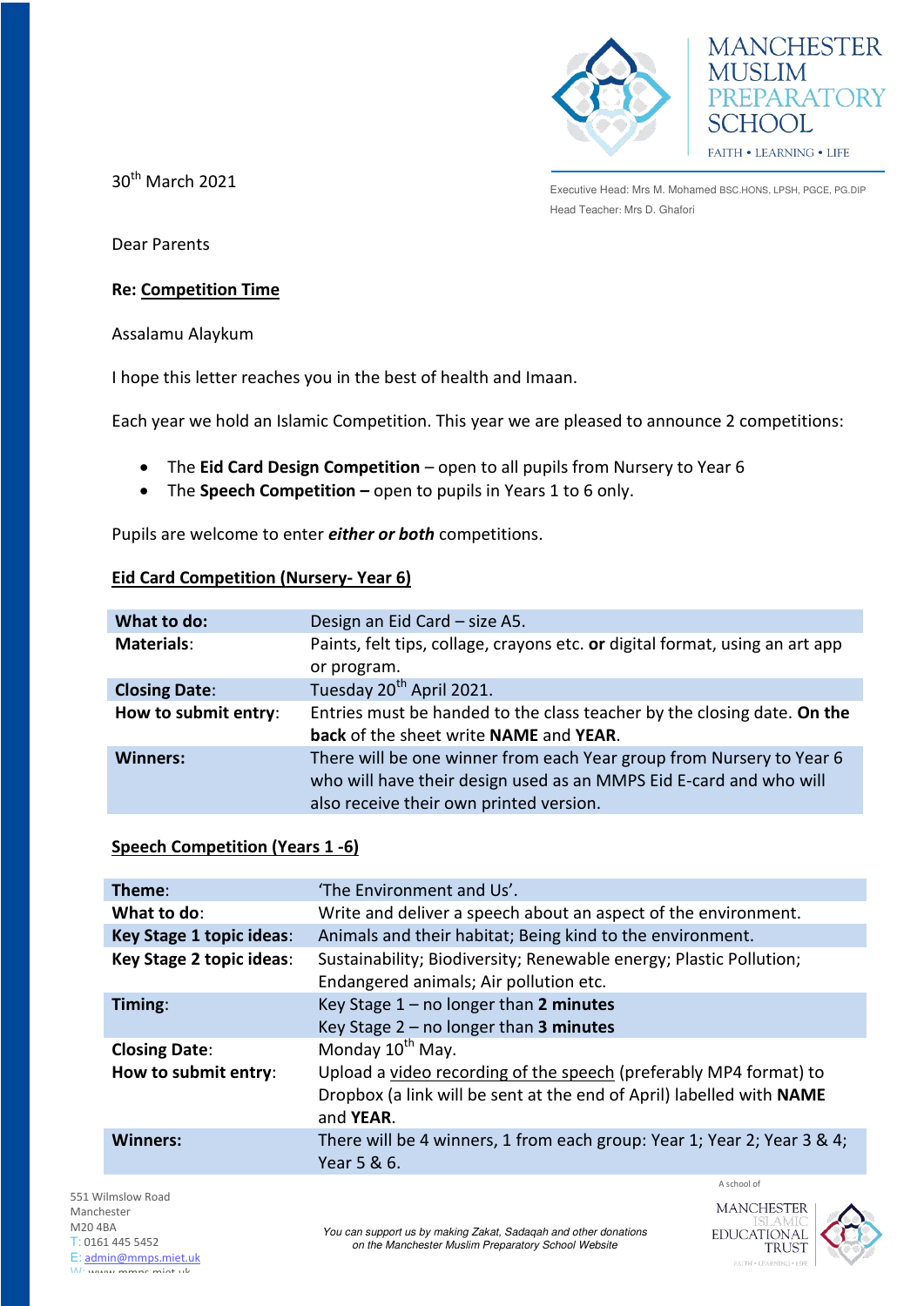MANCHESTER MUSLIM PREPARATORY SCHOOL

FAITH • LEARNING • LIFE

Executive Head: Mrs M. Mohamed BSC.HONS, LPSH, PGCE, PG.DIP

Head Teacher: Mrs D. Ghafori

30th March 2021

Dear Parents

**Re: Competition Time**

Assalamu Alaykum

I hope this letter reaches you in the best of health and Imaan.

Each year we hold an Islamic Competition. This year we are pleased to announce 2 competitions:

- The **Eid Card Design Competition** – open to all pupils from Nursery to Year 6
- The **Speech Competition –** open to pupils in Years 1 to 6 only.

Pupils are welcome to enter ***either or both*** competitions.

**Eid Card Competition (Nursery- Year 6)**

| | |
|---|---|
| **What to do:** | Design an Eid Card – size A5. |
| **Materials**: | Paints, felt tips, collage, crayons etc. **or** digital format, using an art app or program. |
| **Closing Date**: | Tuesday 20th April 2021. |
| **How to submit entry**: | Entries must be handed to the class teacher by the closing date. **On the back** of the sheet write **NAME** and **YEAR**. |
| **Winners:** | There will be one winner from each Year group from Nursery to Year 6 who will have their design used as an MMPS Eid E-card and who will also receive their own printed version. |

**Speech Competition (Years 1 -6)**

| | |
|---|---|
| **Theme**: | 'The Environment and Us'. |
| **What to do**: | Write and deliver a speech about an aspect of the environment. |
| **Key Stage 1 topic ideas**: | Animals and their habitat; Being kind to the environment. |
| **Key Stage 2 topic ideas**: | Sustainability; Biodiversity; Renewable energy; Plastic Pollution; Endangered animals; Air pollution etc. |
| **Timing**: | Key Stage 1 – no longer than **2 minutes**<br>Key Stage 2 – no longer than **3 minutes** |
| **Closing Date**: | Monday 10th May. |
| **How to submit entry**: | Upload a video recording of the speech (preferably MP4 format) to Dropbox (a link will be sent at the end of April) labelled with **NAME** and **YEAR**. |
| **Winners:** | There will be 4 winners, 1 from each group: Year 1; Year 2; Year 3 & 4; Year 5 & 6. |

551 Wilmslow Road
Manchester
M20 4BA
T: 0161 445 5452
E: admin@mmps.miet.uk
W: www.mmps.miet.uk

*You can support us by making Zakat, Sadaqah and other donations on the Manchester Muslim Preparatory School Website*

A school of MANCHESTER ISLAMIC EDUCATIONAL TRUST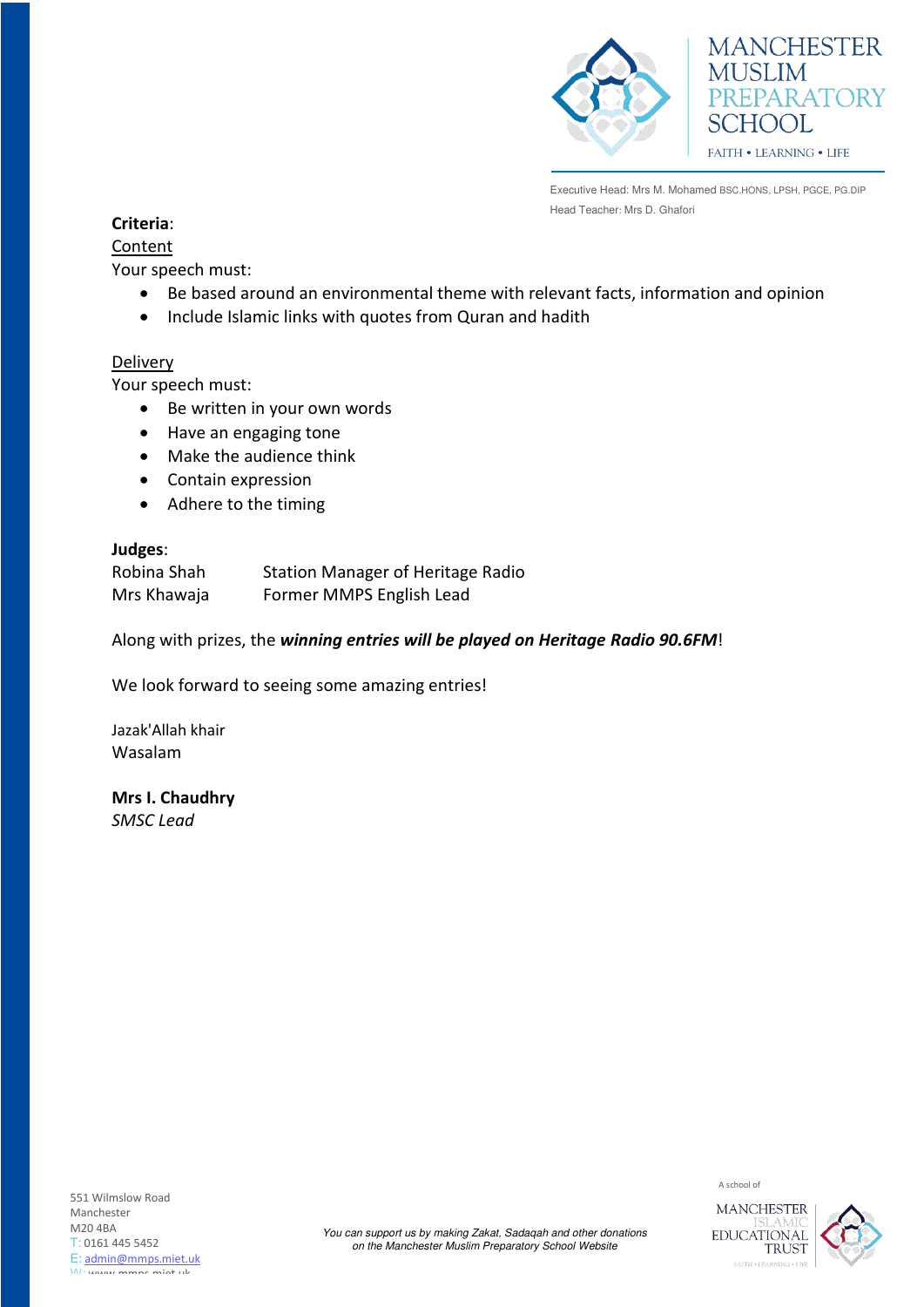**Criteria**:

Content

Your speech must:

- Be based around an environmental theme with relevant facts, information and opinion
- Include Islamic links with quotes from Quran and hadith

Delivery

Your speech must:

- Be written in your own words
- Have an engaging tone
- Make the audience think
- Contain expression
- Adhere to the timing

**Judges**:

| | |
|---|---|
| Robina Shah | Station Manager of Heritage Radio |
| Mrs Khawaja | Former MMPS English Lead |

Along with prizes, the ***winning entries will be played on Heritage Radio 90.6FM***!

We look forward to seeing some amazing entries!

Jazak'Allah khair
Wasalam

**Mrs I. Chaudhry**
*SMSC Lead*